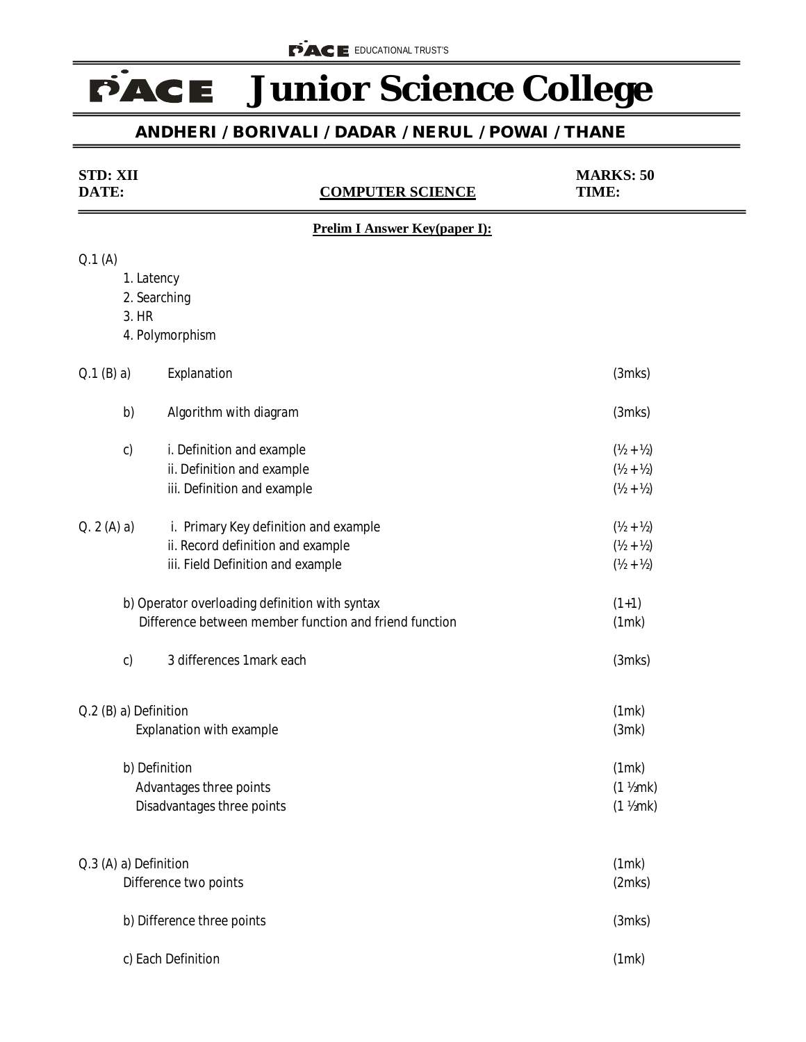PACE EDUCATIONAL TRUST'S

# PACE Junior Science College

**ANDHERI / BORIVALI / DADAR / NERUL / POWAI / THANE**

**STD: XII** | **MARKS: 50**
**DATE:** | **COMPUTER SCIENCE** | **TIME:**

**Prelim I Answer Key(paper I):**

Q.1 (A)

1. Latency
2. Searching
3. HR
4. Polymorphism

Q.1 (B) a) Explanation (3mks)

b) Algorithm with diagram (3mks)

c) i. Definition and example (½ + ½)
ii. Definition and example (½ + ½)
iii. Definition and example (½ + ½)

Q. 2 (A) a) i. Primary Key definition and example (½ + ½)
ii. Record definition and example (½ + ½)
iii. Field Definition and example (½ + ½)

b) Operator overloading definition with syntax (1+1)
Difference between member function and friend function (1mk)

c) 3 differences 1mark each (3mks)

Q.2 (B) a) Definition (1mk)
Explanation with example (3mk)

b) Definition (1mk)
Advantages three points (1 ½mk)
Disadvantages three points (1 ½mk)

Q.3 (A) a) Definition (1mk)
Difference two points (2mks)

b) Difference three points (3mks)

c) Each Definition (1mk)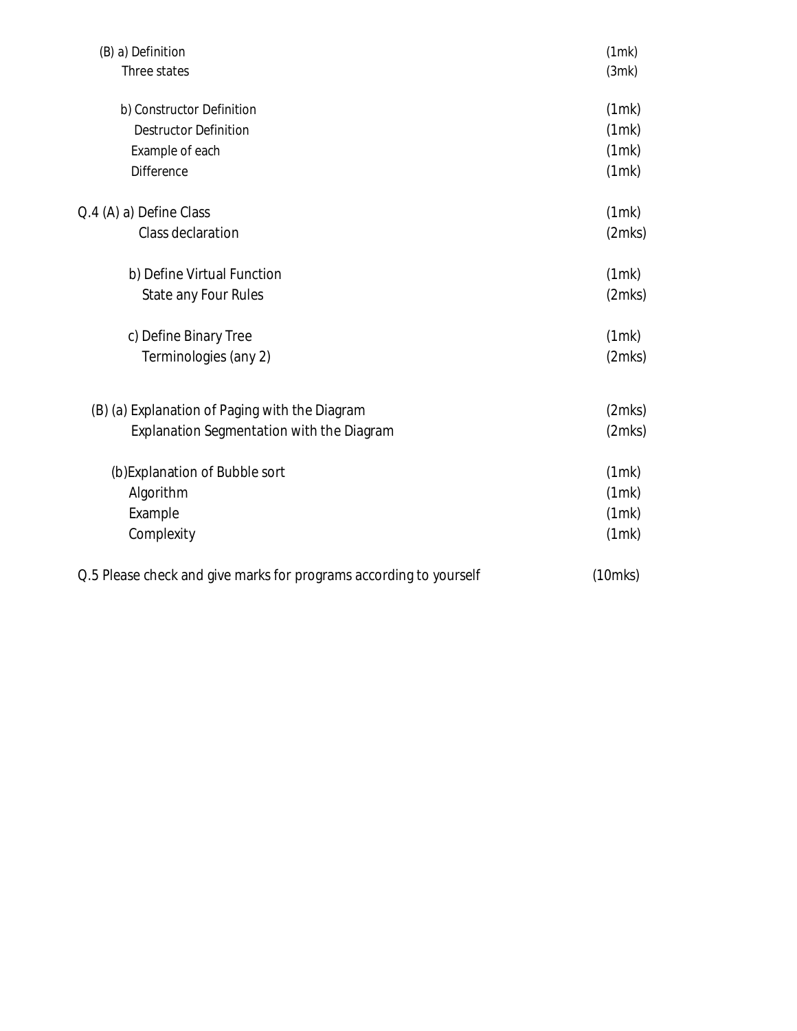| | |
|---|---|
| (B) a) Definition | (1mk) |
| Three states | (3mk) |
| b) Constructor Definition | (1mk) |
| Destructor Definition | (1mk) |
| Example of each | (1mk) |
| Difference | (1mk) |
| Q.4 (A) a) Define Class | (1mk) |
| Class declaration | (2mks) |
| b) Define Virtual Function | (1mk) |
| State any Four Rules | (2mks) |
| c) Define Binary Tree | (1mk) |
| Terminologies (any 2) | (2mks) |
| (B) (a) Explanation of Paging with the Diagram | (2mks) |
| Explanation Segmentation with the Diagram | (2mks) |
| (b)Explanation of Bubble sort | (1mk) |
| Algorithm | (1mk) |
| Example | (1mk) |
| Complexity | (1mk) |
| Q.5 Please check and give marks for programs according to yourself | (10mks) |